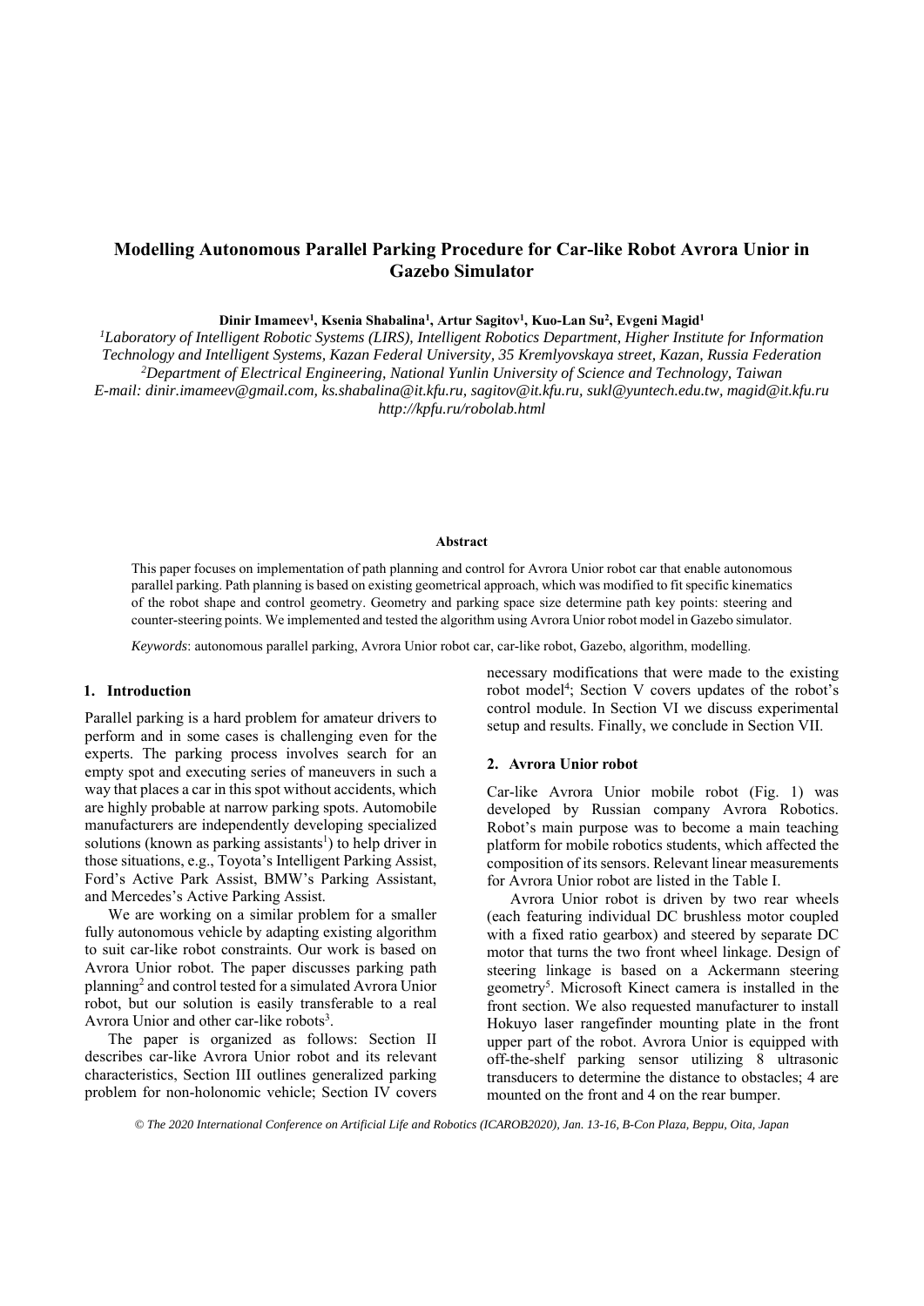# Modelling Autonomous Parallel Parking Procedure for Car-like Robot Avrora Unior in Gazebo Simulator

**Dinir Imameev[1], Ksenia Shabalina[1], Artur Sagitov[1], Kuo-Lan Su[2], Evgeni Magid[1]**

*[1]Laboratory of Intelligent Robotic Systems (LIRS), Intelligent Robotics Department, Higher Institute for Information Technology and Intelligent Systems, Kazan Federal University, 35 Kremlyovskaya street, Kazan, Russia Federation*
*[2]Department of Electrical Engineering, National Yunlin University of Science and Technology, Taiwan*
*E-mail: dinir.imameev@gmail.com, ks.shabalina@it.kfu.ru, sagitov@it.kfu.ru, sukl@yuntech.edu.tw, magid@it.kfu.ru*
*http://kpfu.ru/robolab.html*

**Abstract**

This paper focuses on implementation of path planning and control for Avrora Unior robot car that enable autonomous parallel parking. Path planning is based on existing geometrical approach, which was modified to fit specific kinematics of the robot shape and control geometry. Geometry and parking space size determine path key points: steering and counter-steering points. We implemented and tested the algorithm using Avrora Unior robot model in Gazebo simulator.

*Keywords*: autonomous parallel parking, Avrora Unior robot car, car-like robot, Gazebo, algorithm, modelling.

## 1. Introduction

Parallel parking is a hard problem for amateur drivers to perform and in some cases is challenging even for the experts. The parking process involves search for an empty spot and executing series of maneuvers in such a way that places a car in this spot without accidents, which are highly probable at narrow parking spots. Automobile manufacturers are independently developing specialized solutions (known as parking assistants[1]) to help driver in those situations, e.g., Toyota's Intelligent Parking Assist, Ford's Active Park Assist, BMW's Parking Assistant, and Mercedes's Active Parking Assist.

We are working on a similar problem for a smaller fully autonomous vehicle by adapting existing algorithm to suit car-like robot constraints. Our work is based on Avrora Unior robot. The paper discusses parking path planning[2] and control tested for a simulated Avrora Unior robot, but our solution is easily transferable to a real Avrora Unior and other car-like robots[3].

The paper is organized as follows: Section II describes car-like Avrora Unior robot and its relevant characteristics, Section III outlines generalized parking problem for non-holonomic vehicle; Section IV covers necessary modifications that were made to the existing robot model[4]; Section V covers updates of the robot's control module. In Section VI we discuss experimental setup and results. Finally, we conclude in Section VII.

## 2. Avrora Unior robot

Car-like Avrora Unior mobile robot (Fig. 1) was developed by Russian company Avrora Robotics. Robot's main purpose was to become a main teaching platform for mobile robotics students, which affected the composition of its sensors. Relevant linear measurements for Avrora Unior robot are listed in the Table I.

Avrora Unior robot is driven by two rear wheels (each featuring individual DC brushless motor coupled with a fixed ratio gearbox) and steered by separate DC motor that turns the two front wheel linkage. Design of steering linkage is based on a Ackermann steering geometry[5]. Microsoft Kinect camera is installed in the front section. We also requested manufacturer to install Hokuyo laser rangefinder mounting plate in the front upper part of the robot. Avrora Unior is equipped with off-the-shelf parking sensor utilizing 8 ultrasonic transducers to determine the distance to obstacles; 4 are mounted on the front and 4 on the rear bumper.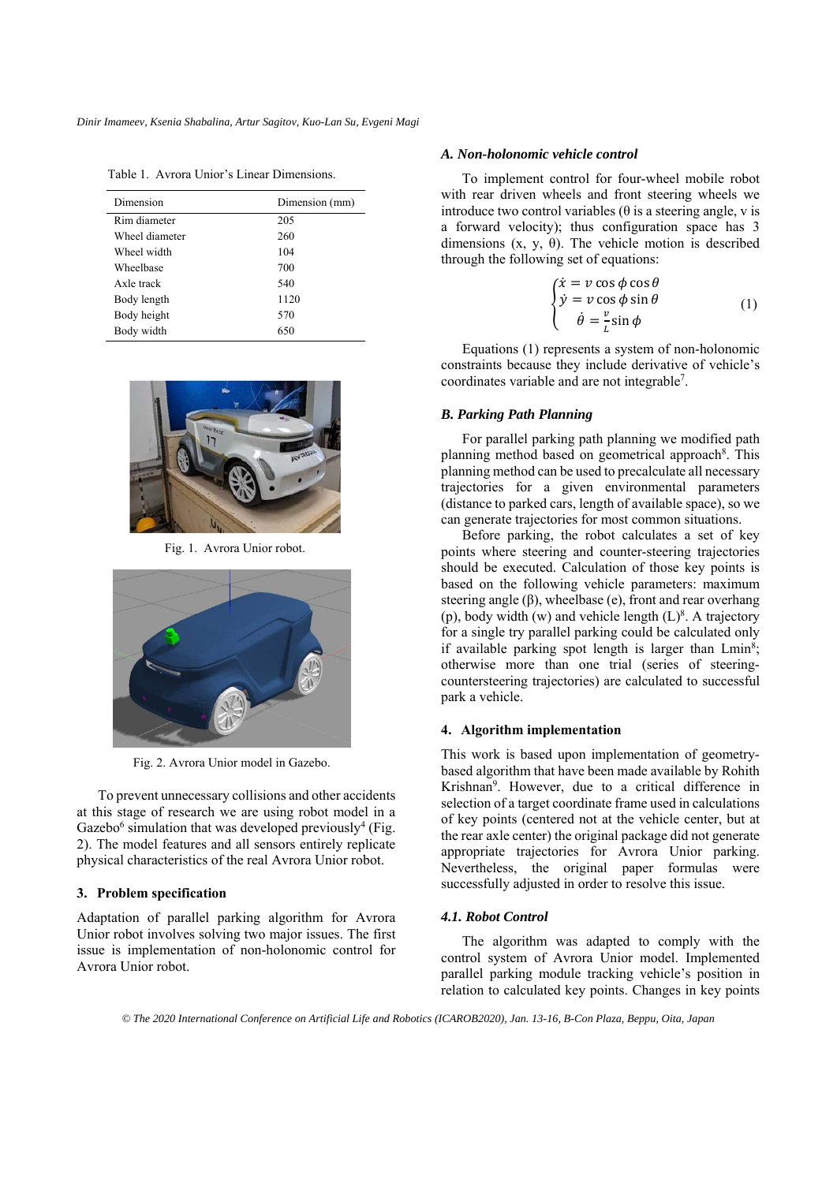Table 1. Avrora Unior's Linear Dimensions.

| Dimension | Dimension (mm) |
| --- | --- |
| Rim diameter | 205 |
| Wheel diameter | 260 |
| Wheel width | 104 |
| Wheelbase | 700 |
| Axle track | 540 |
| Body length | 1120 |
| Body height | 570 |
| Body width | 650 |

Fig. 1. Avrora Unior robot.

Fig. 2. Avrora Unior model in Gazebo.

To prevent unnecessary collisions and other accidents at this stage of research we are using robot model in a Gazebo[6] simulation that was developed previously[4] (Fig. 2). The model features and all sensors entirely replicate physical characteristics of the real Avrora Unior robot.

## 3. Problem specification

Adaptation of parallel parking algorithm for Avrora Unior robot involves solving two major issues. The first issue is implementation of non-holonomic control for Avrora Unior robot.

### *A. Non-holonomic vehicle control*

To implement control for four-wheel mobile robot with rear driven wheels and front steering wheels we introduce two control variables (θ is a steering angle, v is a forward velocity); thus configuration space has 3 dimensions (x, y, θ). The vehicle motion is described through the following set of equations:

$$\begin{cases} \dot{x} = v\cos\phi\cos\theta \\ \dot{y} = v\cos\phi\sin\theta \\ \dot{\theta} = \frac{v}{L}\sin\phi \end{cases} \tag{1}$$

Equations (1) represents a system of non-holonomic constraints because they include derivative of vehicle's coordinates variable and are not integrable[7].

### *B. Parking Path Planning*

For parallel parking path planning we modified path planning method based on geometrical approach[8]. This planning method can be used to precalculate all necessary trajectories for a given environmental parameters (distance to parked cars, length of available space), so we can generate trajectories for most common situations.

Before parking, the robot calculates a set of key points where steering and counter-steering trajectories should be executed. Calculation of those key points is based on the following vehicle parameters: maximum steering angle (β), wheelbase (e), front and rear overhang (p), body width (w) and vehicle length (L)[8]. A trajectory for a single try parallel parking could be calculated only if available parking spot length is larger than Lmin[8]; otherwise more than one trial (series of steering-countersteering trajectories) are calculated to successful park a vehicle.

## 4. Algorithm implementation

This work is based upon implementation of geometry-based algorithm that have been made available by Rohith Krishnan[9]. However, due to a critical difference in selection of a target coordinate frame used in calculations of key points (centered not at the vehicle center, but at the rear axle center) the original package did not generate appropriate trajectories for Avrora Unior parking. Nevertheless, the original paper formulas were successfully adjusted in order to resolve this issue.

### *4.1. Robot Control*

The algorithm was adapted to comply with the control system of Avrora Unior model. Implemented parallel parking module tracking vehicle's position in relation to calculated key points. Changes in key points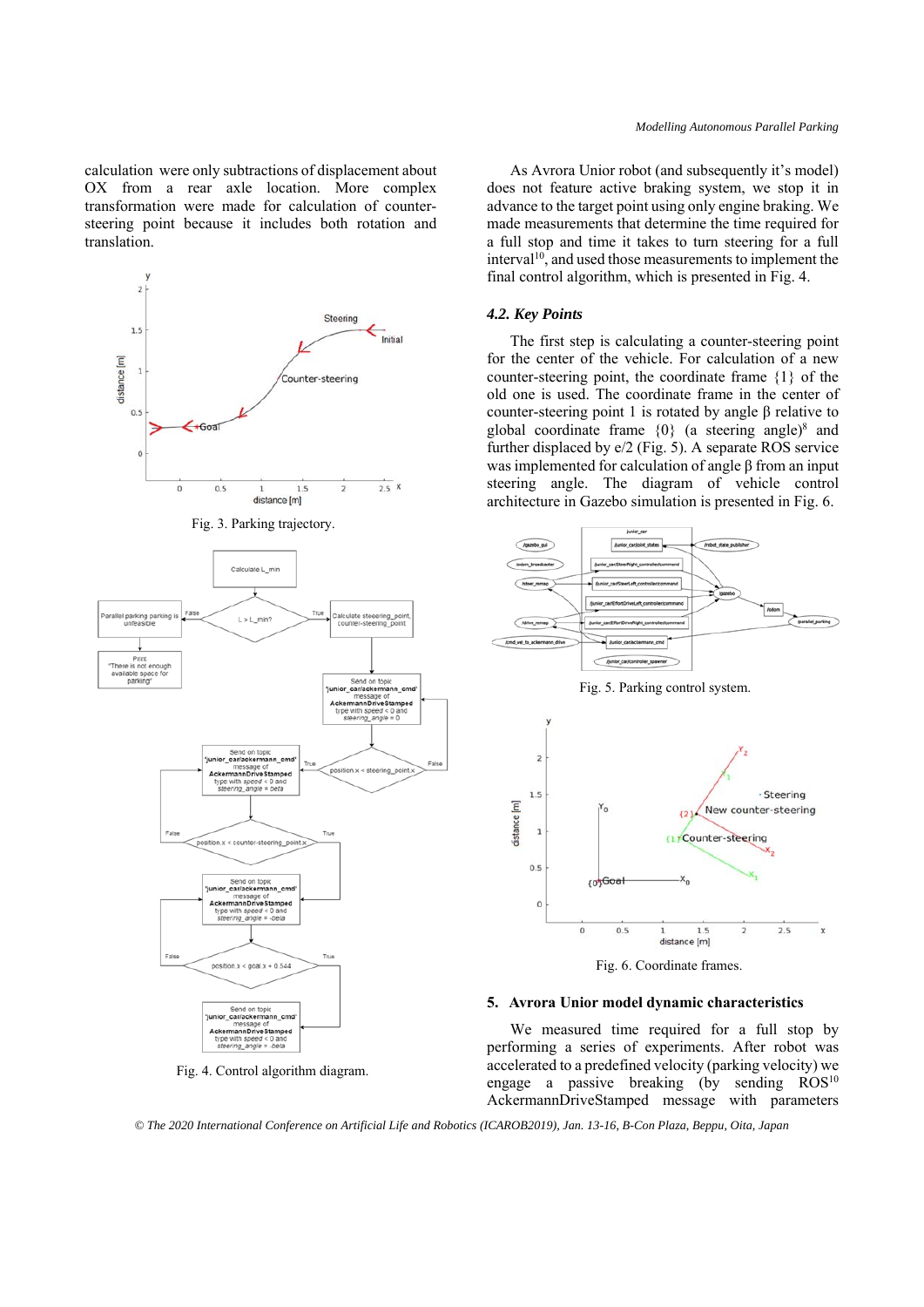calculation were only subtractions of displacement about OX from a rear axle location. More complex transformation were made for calculation of counter-steering point because it includes both rotation and translation.

Fig. 3. Parking trajectory.

Fig. 4. Control algorithm diagram.

As Avrora Unior robot (and subsequently it's model) does not feature active braking system, we stop it in advance to the target point using only engine braking. We made measurements that determine the time required for a full stop and time it takes to turn steering for a full interval[10], and used those measurements to implement the final control algorithm, which is presented in Fig. 4.

### *4.2. Key Points*

The first step is calculating a counter-steering point for the center of the vehicle. For calculation of a new counter-steering point, the coordinate frame {1} of the old one is used. The coordinate frame of the counter-steering point 1 is rotated by angle β relative to global coordinate frame {0} (a steering angle)[8] and further displaced by e/2 (Fig. 5). A separate ROS service was implemented for calculation of angle β from an input steering angle. The diagram of vehicle control architecture in Gazebo simulation is presented in Fig. 6.

Fig. 5. Parking control system.

Fig. 6. Coordinate frames.

## 5. Avrora Unior model dynamic characteristics

We measured time required for a full stop by performing a series of experiments. After robot was accelerated to a predefined velocity (parking velocity) we engage a passive breaking (by sending ROS[10] AckermannDriveStamped message with parameters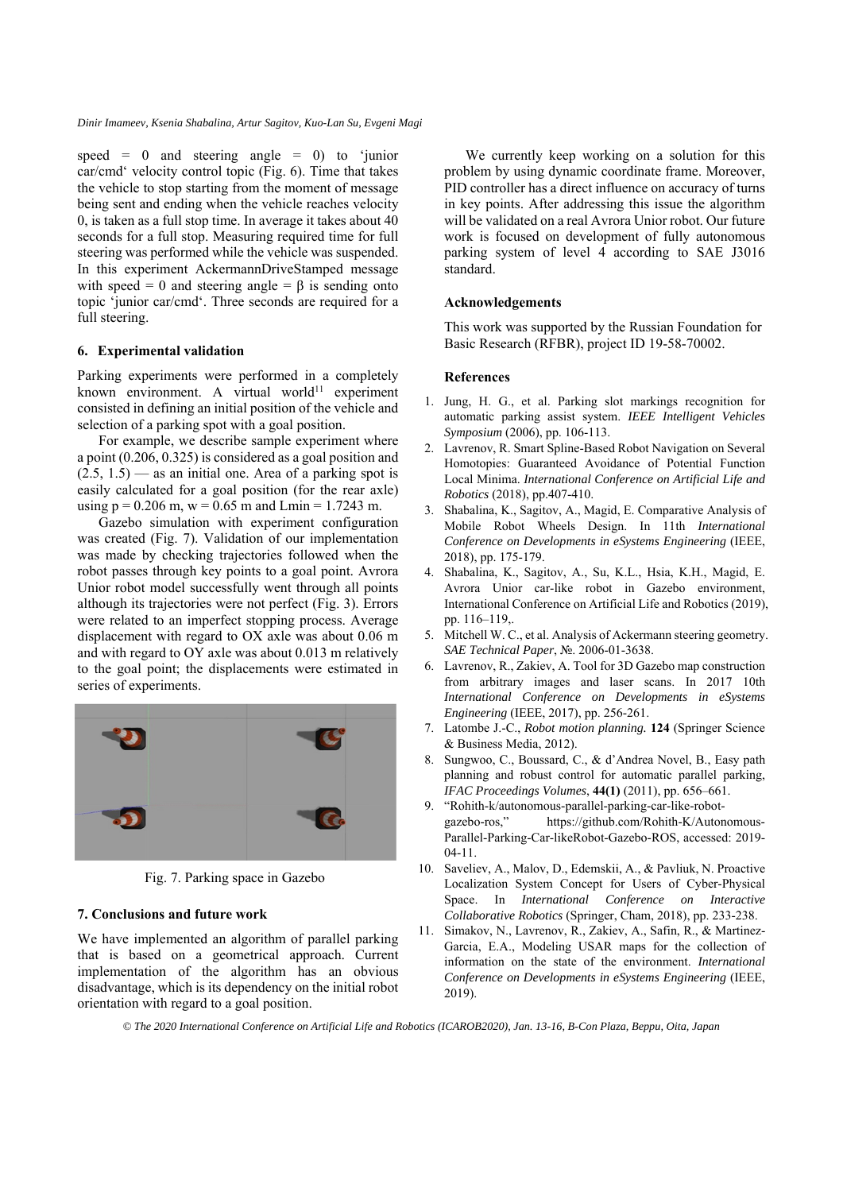speed = 0 and steering angle = 0) to 'junior car/cmd' velocity control topic (Fig. 6). Time that takes the vehicle to stop starting from the moment of message being sent and ending when the vehicle reaches velocity 0, is taken as a full stop time. In average it takes about 40 seconds for a full stop. Measuring required time for full steering was performed while the vehicle was suspended. In this experiment AckermannDriveStamped message with speed = 0 and steering angle = $\beta$ is sending onto topic 'junior car/cmd'. Three seconds are required for a full steering.

## 6. Experimental validation

Parking experiments were performed in a completely known environment. A virtual world[11] experiment consisted in defining an initial position of the vehicle and selection of a parking spot with a goal position.

For example, we describe sample experiment where a point (0.206, 0.325) is considered as a goal position and (2.5, 1.5) — as an initial one. Area of a parking spot is easily calculated for a goal position (for the rear axle) using $p = 0.206$ m, $w = 0.65$ m and $L_{min} = 1.7243$ m.

Gazebo simulation with experiment configuration was created (Fig. 7). Validation of our implementation was made by checking trajectories followed when the robot passes through key points to a goal point. Avrora Unior robot model successfully went through all points although its trajectories were not perfect (Fig. 3). Errors were related to an imperfect stopping process. Average displacement with regard to OX axle was about 0.06 m and with regard to OY axle was about 0.013 m relatively to the goal point; the displacements were estimated in series of experiments.

Fig. 7. Parking space in Gazebo

## 7. Conclusions and future work

We have implemented an algorithm of parallel parking that is based on a geometrical approach. Current implementation of the algorithm has an obvious disadvantage, which is its dependency on the initial robot orientation with regard to a goal position.

We currently keep working on a solution for this problem by using dynamic coordinate frame. Moreover, PID controller has a direct influence on accuracy of turns in key points. After addressing this issue the algorithm will be validated on a real Avrora Unior robot. Our future work is focused on development of fully autonomous parking system of level 4 according to SAE J3016 standard.

## Acknowledgements

This work was supported by the Russian Foundation for Basic Research (RFBR), project ID 19-58-70002.

## References

1. Jung, H. G., et al. Parking slot markings recognition for automatic parking assist system. *IEEE Intelligent Vehicles Symposium* (2006), pp. 106-113.
2. Lavrenov, R. Smart Spline-Based Robot Navigation on Several Homotopies: Guaranteed Avoidance of Potential Function Local Minima. *International Conference on Artificial Life and Robotics* (2018), pp.407-410.
3. Shabalina, K., Sagitov, A., Magid, E. Comparative Analysis of Mobile Robot Wheels Design. In 11th *International Conference on Developments in eSystems Engineering* (IEEE, 2018), pp. 175-179.
4. Shabalina, K., Sagitov, A., Su, K.L., Hsia, K.H., Magid, E. Avrora Unior car-like robot in Gazebo environment, International Conference on Artificial Life and Robotics (2019), pp. 116–119,.
5. Mitchell W. C., et al. Analysis of Ackermann steering geometry. *SAE Technical Paper*, №. 2006-01-3638.
6. Lavrenov, R., Zakiev, A. Tool for 3D Gazebo map construction from arbitrary images and laser scans. In 2017 10th *International Conference on Developments in eSystems Engineering* (IEEE, 2017), pp. 256-261.
7. Latombe J.-C., *Robot motion planning.* **124** (Springer Science & Business Media, 2012).
8. Sungwoo, C., Boussard, C., & d'Andrea Novel, B., Easy path planning and robust control for automatic parallel parking, *IFAC Proceedings Volumes*, **44(1)** (2011), pp. 656–661.
9. "Rohith-k/autonomous-parallel-parking-car-like-robot-gazebo-ros," https://github.com/Rohith-K/Autonomous-Parallel-Parking-Car-likeRobot-Gazebo-ROS, accessed: 2019-04-11.
10. Saveliev, A., Malov, D., Edemskii, A., & Pavliuk, N. Proactive Localization System Concept for Users of Cyber-Physical Space. In *International Conference on Interactive Collaborative Robotics* (Springer, Cham, 2018), pp. 233-238.
11. Simakov, N., Lavrenov, R., Zakiev, A., Safin, R., & Martinez-Garcia, E.A., Modeling USAR maps for the collection of information on the state of the environment. *International Conference on Developments in eSystems Engineering* (IEEE, 2019).